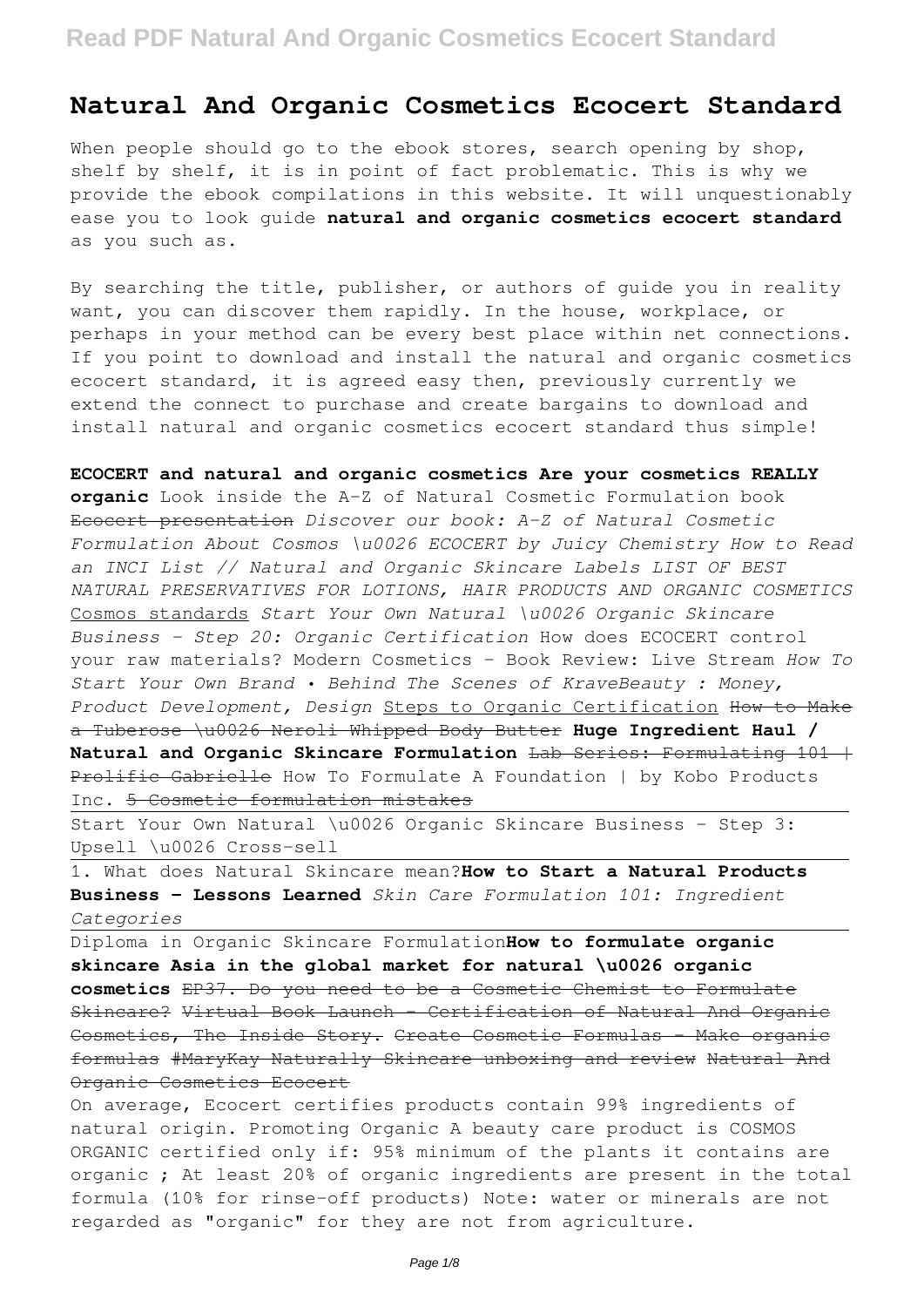# Natural And Organic Cosmetics Ecocert Standard

When people should go to the ebook stores, search opening by shop, shelf by shelf, it is in point of fact problematic. This is why we provide the ebook compilations in this website. It will unquestionably ease you to look guide **natural and organic cosmetics ecocert standard** as you such as.

By searching the title, publisher, or authors of guide you in reality want, you can discover them rapidly. In the house, workplace, or perhaps in your method can be every best place within net connections. If you point to download and install the natural and organic cosmetics ecocert standard, it is agreed easy then, previously currently we extend the connect to purchase and create bargains to download and install natural and organic cosmetics ecocert standard thus simple!

**ECOCERT and natural and organic cosmetics Are your cosmetics REALLY organic** Look inside the A-Z of Natural Cosmetic Formulation book ~~Ecocert presentation~~ *Discover our book: A-Z of Natural Cosmetic Formulation About Cosmos \u0026 ECOCERT by Juicy Chemistry How to Read an INCI List // Natural and Organic Skincare Labels LIST OF BEST NATURAL PRESERVATIVES FOR LOTIONS, HAIR PRODUCTS AND ORGANIC COSMETICS* Cosmos standards *Start Your Own Natural \u0026 Organic Skincare Business - Step 20: Organic Certification* How does ECOCERT control your raw materials? Modern Cosmetics - Book Review: Live Stream *How To Start Your Own Brand • Behind The Scenes of KraveBeauty : Money, Product Development, Design* Steps to Organic Certification ~~How to Make a Tuberose \u0026 Neroli Whipped Body Butter~~ **Huge Ingredient Haul / Natural and Organic Skincare Formulation** ~~Lab Series: Formulating 101 | Prolific Gabrielle~~ How To Formulate A Foundation | by Kobo Products Inc. ~~5 Cosmetic formulation mistakes~~

Start Your Own Natural \u0026 Organic Skincare Business - Step 3: Upsell \u0026 Cross-sell

1. What does Natural Skincare mean?**How to Start a Natural Products Business - Lessons Learned** *Skin Care Formulation 101: Ingredient Categories*

Diploma in Organic Skincare Formulation**How to formulate organic skincare Asia in the global market for natural \u0026 organic cosmetics** ~~EP37. Do you need to be a Cosmetic Chemist to Formulate Skincare? Virtual Book Launch - Certification of Natural And Organic Cosmetics, The Inside Story. Create Cosmetic Formulas - Make organic formulas #MaryKay Naturally Skincare unboxing and review Natural And Organic Cosmetics Ecocert~~

On average, Ecocert certifies products contain 99% ingredients of natural origin. Promoting Organic A beauty care product is COSMOS ORGANIC certified only if: 95% minimum of the plants it contains are organic ; At least 20% of organic ingredients are present in the total formula (10% for rinse-off products) Note: water or minerals are not regarded as "organic" for they are not from agriculture.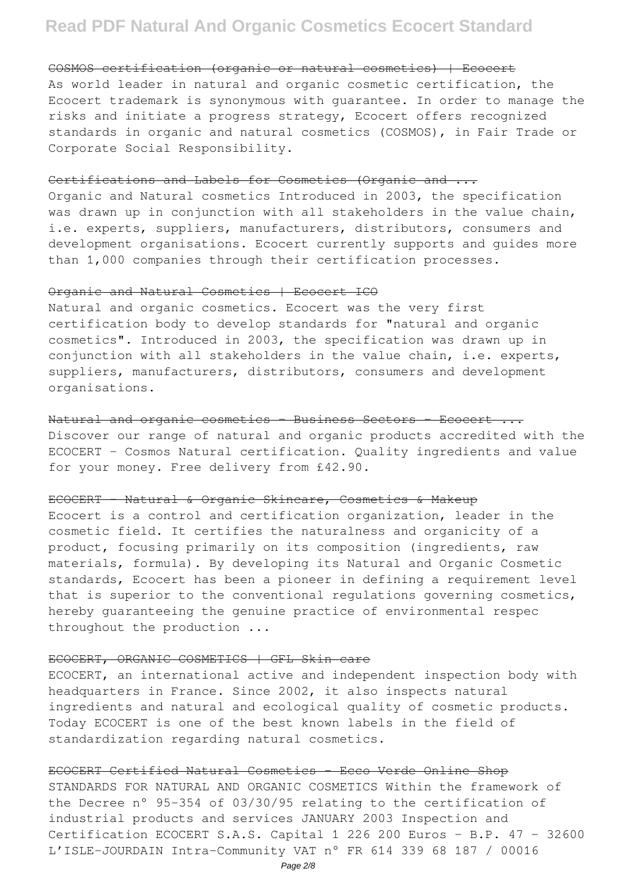## COSMOS certification (organic or natural cosmetics) | Ecocert

As world leader in natural and organic cosmetic certification, the Ecocert trademark is synonymous with guarantee. In order to manage the risks and initiate a progress strategy, Ecocert offers recognized standards in organic and natural cosmetics (COSMOS), in Fair Trade or Corporate Social Responsibility.

## Certifications and Labels for Cosmetics (Organic and ...

Organic and Natural cosmetics Introduced in 2003, the specification was drawn up in conjunction with all stakeholders in the value chain, i.e. experts, suppliers, manufacturers, distributors, consumers and development organisations. Ecocert currently supports and guides more than 1,000 companies through their certification processes.

## Organic and Natural Cosmetics | Ecocert ICO

Natural and organic cosmetics. Ecocert was the very first certification body to develop standards for "natural and organic cosmetics". Introduced in 2003, the specification was drawn up in conjunction with all stakeholders in the value chain, i.e. experts, suppliers, manufacturers, distributors, consumers and development organisations.

## Natural and organic cosmetics - Business Sectors - Ecocert ...

Discover our range of natural and organic products accredited with the ECOCERT - Cosmos Natural certification. Quality ingredients and value for your money. Free delivery from £42.90.

## ECOCERT - Natural & Organic Skincare, Cosmetics & Makeup

Ecocert is a control and certification organization, leader in the cosmetic field. It certifies the naturalness and organicity of a product, focusing primarily on its composition (ingredients, raw materials, formula). By developing its Natural and Organic Cosmetic standards, Ecocert has been a pioneer in defining a requirement level that is superior to the conventional regulations governing cosmetics, hereby guaranteeing the genuine practice of environmental respec throughout the production ...

## ECOCERT, ORGANIC COSMETICS | GFL Skin care

ECOCERT, an international active and independent inspection body with headquarters in France. Since 2002, it also inspects natural ingredients and natural and ecological quality of cosmetic products. Today ECOCERT is one of the best known labels in the field of standardization regarding natural cosmetics.

## ECOCERT Certified Natural Cosmetics - Ecco Verde Online Shop

STANDARDS FOR NATURAL AND ORGANIC COSMETICS Within the framework of the Decree n° 95-354 of 03/30/95 relating to the certification of industrial products and services JANUARY 2003 Inspection and Certification ECOCERT S.A.S. Capital 1 226 200 Euros - B.P. 47 - 32600 L'ISLE-JOURDAIN Intra-Community VAT n° FR 614 339 68 187 / 00016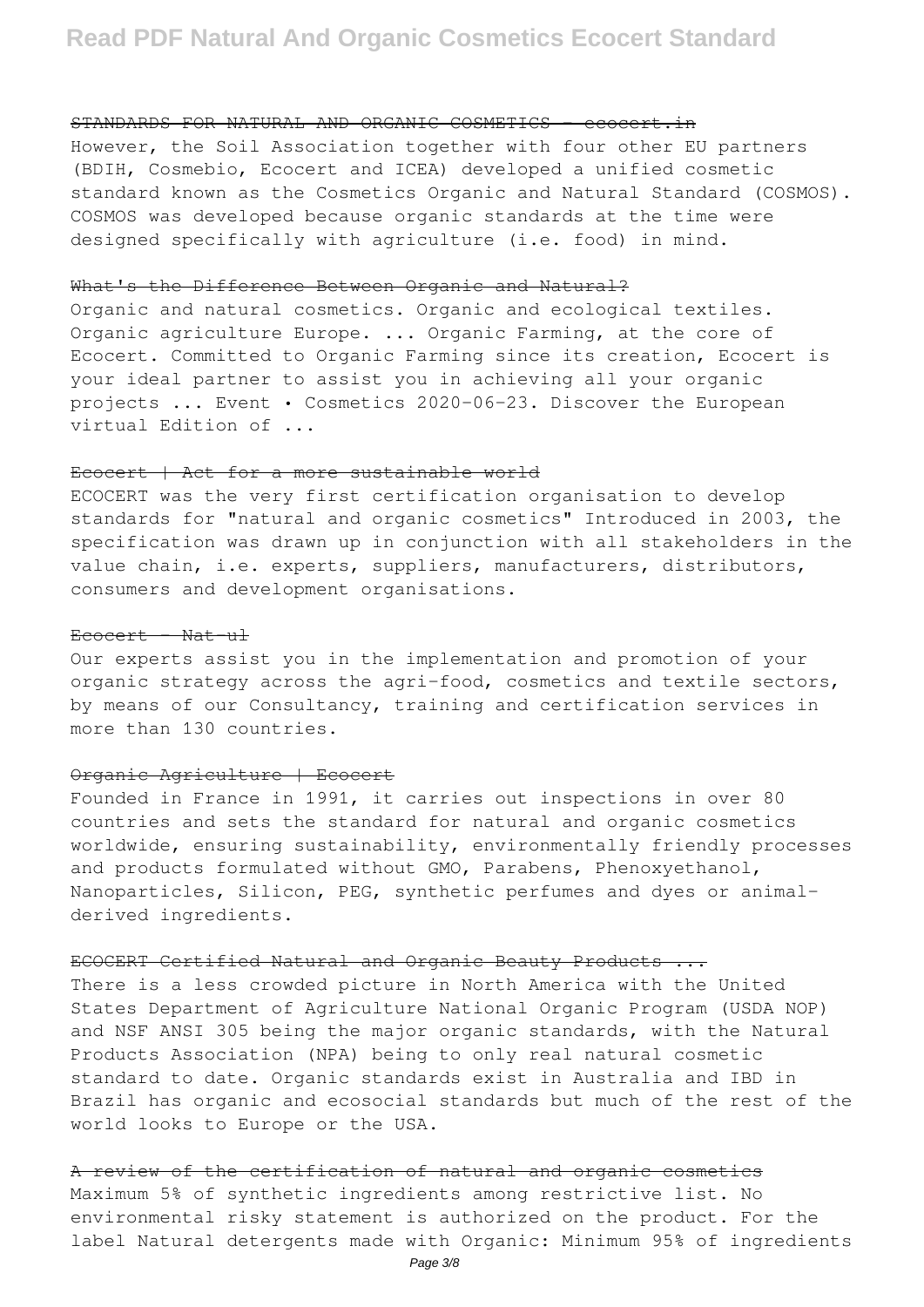~~STANDARDS FOR NATURAL AND ORGANIC COSMETICS - ecocert.in~~

However, the Soil Association together with four other EU partners (BDIH, Cosmebio, Ecocert and ICEA) developed a unified cosmetic standard known as the Cosmetics Organic and Natural Standard (COSMOS). COSMOS was developed because organic standards at the time were designed specifically with agriculture (i.e. food) in mind.

~~What's the Difference Between Organic and Natural?~~

Organic and natural cosmetics. Organic and ecological textiles. Organic agriculture Europe. ... Organic Farming, at the core of Ecocert. Committed to Organic Farming since its creation, Ecocert is your ideal partner to assist you in achieving all your organic projects ... Event • Cosmetics 2020-06-23. Discover the European virtual Edition of ...

~~Ecocert | Act for a more sustainable world~~

ECOCERT was the very first certification organisation to develop standards for "natural and organic cosmetics" Introduced in 2003, the specification was drawn up in conjunction with all stakeholders in the value chain, i.e. experts, suppliers, manufacturers, distributors, consumers and development organisations.

~~Ecocert - Nat-ul~~

Our experts assist you in the implementation and promotion of your organic strategy across the agri-food, cosmetics and textile sectors, by means of our Consultancy, training and certification services in more than 130 countries.

~~Organic Agriculture | Ecocert~~

Founded in France in 1991, it carries out inspections in over 80 countries and sets the standard for natural and organic cosmetics worldwide, ensuring sustainability, environmentally friendly processes and products formulated without GMO, Parabens, Phenoxyethanol, Nanoparticles, Silicon, PEG, synthetic perfumes and dyes or animal-derived ingredients.

~~ECOCERT Certified Natural and Organic Beauty Products ...~~

There is a less crowded picture in North America with the United States Department of Agriculture National Organic Program (USDA NOP) and NSF ANSI 305 being the major organic standards, with the Natural Products Association (NPA) being to only real natural cosmetic standard to date. Organic standards exist in Australia and IBD in Brazil has organic and ecosocial standards but much of the rest of the world looks to Europe or the USA.

~~A review of the certification of natural and organic cosmetics~~

Maximum 5% of synthetic ingredients among restrictive list. No environmental risky statement is authorized on the product. For the label Natural detergents made with Organic: Minimum 95% of ingredients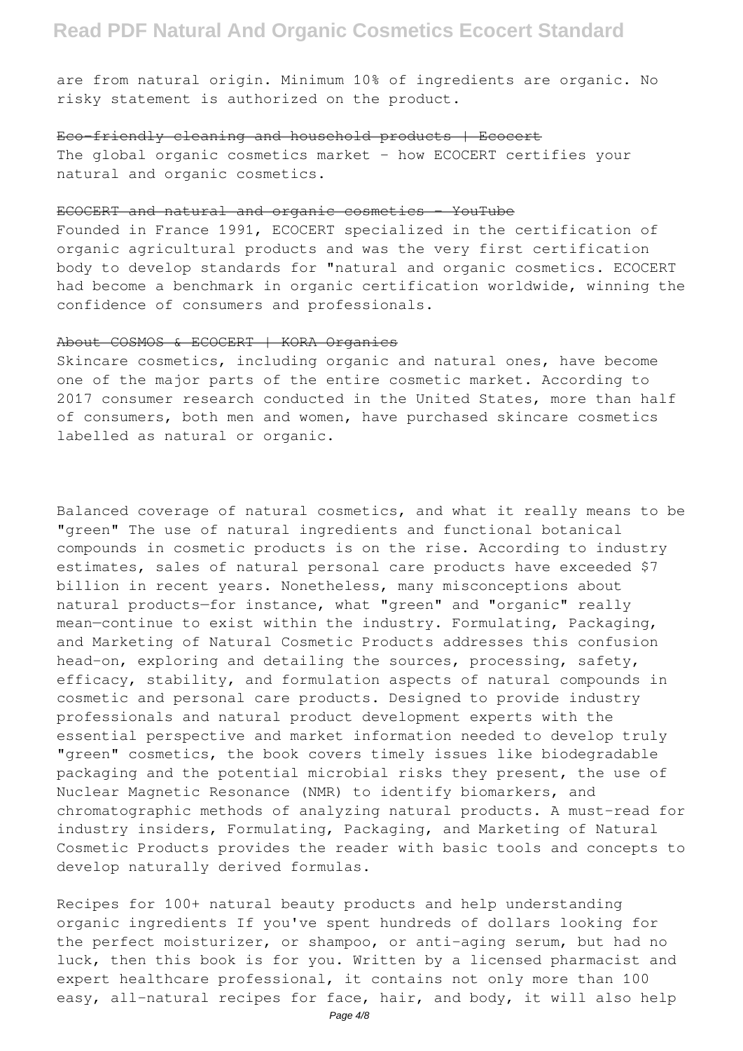are from natural origin. Minimum 10% of ingredients are organic. No risky statement is authorized on the product.

~~Eco-friendly cleaning and household products | Ecocert~~

The global organic cosmetics market - how ECOCERT certifies your natural and organic cosmetics.

~~ECOCERT and natural and organic cosmetics - YouTube~~

Founded in France 1991, ECOCERT specialized in the certification of organic agricultural products and was the very first certification body to develop standards for "natural and organic cosmetics. ECOCERT had become a benchmark in organic certification worldwide, winning the confidence of consumers and professionals.

~~About COSMOS & ECOCERT | KORA Organics~~

Skincare cosmetics, including organic and natural ones, have become one of the major parts of the entire cosmetic market. According to 2017 consumer research conducted in the United States, more than half of consumers, both men and women, have purchased skincare cosmetics labelled as natural or organic.

Balanced coverage of natural cosmetics, and what it really means to be "green" The use of natural ingredients and functional botanical compounds in cosmetic products is on the rise. According to industry estimates, sales of natural personal care products have exceeded $7 billion in recent years. Nonetheless, many misconceptions about natural products—for instance, what "green" and "organic" really mean—continue to exist within the industry. Formulating, Packaging, and Marketing of Natural Cosmetic Products addresses this confusion head-on, exploring and detailing the sources, processing, safety, efficacy, stability, and formulation aspects of natural compounds in cosmetic and personal care products. Designed to provide industry professionals and natural product development experts with the essential perspective and market information needed to develop truly "green" cosmetics, the book covers timely issues like biodegradable packaging and the potential microbial risks they present, the use of Nuclear Magnetic Resonance (NMR) to identify biomarkers, and chromatographic methods of analyzing natural products. A must-read for industry insiders, Formulating, Packaging, and Marketing of Natural Cosmetic Products provides the reader with basic tools and concepts to develop naturally derived formulas.

Recipes for 100+ natural beauty products and help understanding organic ingredients If you've spent hundreds of dollars looking for the perfect moisturizer, or shampoo, or anti-aging serum, but had no luck, then this book is for you. Written by a licensed pharmacist and expert healthcare professional, it contains not only more than 100 easy, all-natural recipes for face, hair, and body, it will also help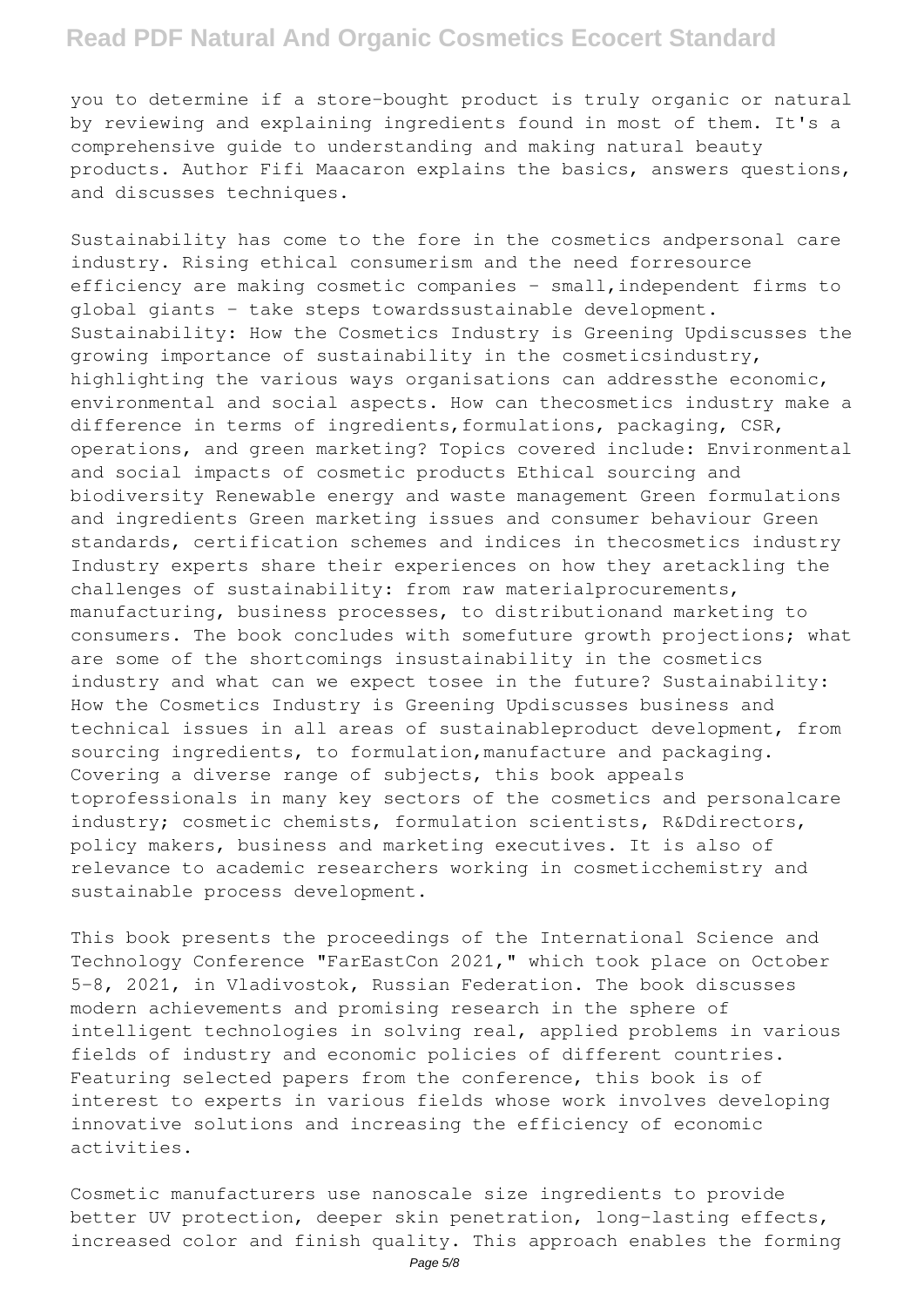you to determine if a store-bought product is truly organic or natural by reviewing and explaining ingredients found in most of them. It's a comprehensive guide to understanding and making natural beauty products. Author Fifi Maacaron explains the basics, answers questions, and discusses techniques.

Sustainability has come to the fore in the cosmetics andpersonal care industry. Rising ethical consumerism and the need forresource efficiency are making cosmetic companies - small,independent firms to global giants - take steps towardssustainable development. Sustainability: How the Cosmetics Industry is Greening Updiscusses the growing importance of sustainability in the cosmeticsindustry, highlighting the various ways organisations can addressthe economic, environmental and social aspects. How can thecosmetics industry make a difference in terms of ingredients,formulations, packaging, CSR, operations, and green marketing? Topics covered include: Environmental and social impacts of cosmetic products Ethical sourcing and biodiversity Renewable energy and waste management Green formulations and ingredients Green marketing issues and consumer behaviour Green standards, certification schemes and indices in thecosmetics industry Industry experts share their experiences on how they aretackling the challenges of sustainability: from raw materialprocurements, manufacturing, business processes, to distributionand marketing to consumers. The book concludes with somefuture growth projections; what are some of the shortcomings insustainability in the cosmetics industry and what can we expect tosee in the future? Sustainability: How the Cosmetics Industry is Greening Updiscusses business and technical issues in all areas of sustainableproduct development, from sourcing ingredients, to formulation,manufacture and packaging. Covering a diverse range of subjects, this book appeals toprofessionals in many key sectors of the cosmetics and personalcare industry; cosmetic chemists, formulation scientists, R&Ddirectors, policy makers, business and marketing executives. It is also of relevance to academic researchers working in cosmeticchemistry and sustainable process development.

This book presents the proceedings of the International Science and Technology Conference "FarEastCon 2021," which took place on October 5-8, 2021, in Vladivostok, Russian Federation. The book discusses modern achievements and promising research in the sphere of intelligent technologies in solving real, applied problems in various fields of industry and economic policies of different countries. Featuring selected papers from the conference, this book is of interest to experts in various fields whose work involves developing innovative solutions and increasing the efficiency of economic activities.

Cosmetic manufacturers use nanoscale size ingredients to provide better UV protection, deeper skin penetration, long-lasting effects, increased color and finish quality. This approach enables the forming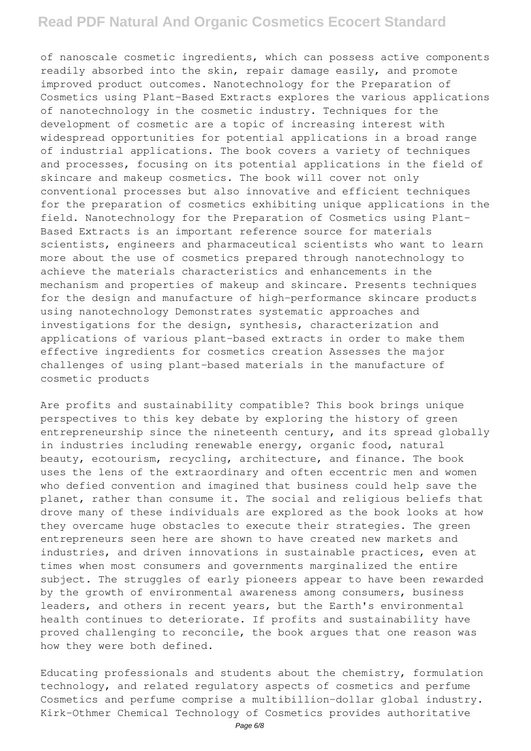of nanoscale cosmetic ingredients, which can possess active components readily absorbed into the skin, repair damage easily, and promote improved product outcomes. Nanotechnology for the Preparation of Cosmetics using Plant-Based Extracts explores the various applications of nanotechnology in the cosmetic industry. Techniques for the development of cosmetic are a topic of increasing interest with widespread opportunities for potential applications in a broad range of industrial applications. The book covers a variety of techniques and processes, focusing on its potential applications in the field of skincare and makeup cosmetics. The book will cover not only conventional processes but also innovative and efficient techniques for the preparation of cosmetics exhibiting unique applications in the field. Nanotechnology for the Preparation of Cosmetics using Plant-Based Extracts is an important reference source for materials scientists, engineers and pharmaceutical scientists who want to learn more about the use of cosmetics prepared through nanotechnology to achieve the materials characteristics and enhancements in the mechanism and properties of makeup and skincare. Presents techniques for the design and manufacture of high-performance skincare products using nanotechnology Demonstrates systematic approaches and investigations for the design, synthesis, characterization and applications of various plant-based extracts in order to make them effective ingredients for cosmetics creation Assesses the major challenges of using plant-based materials in the manufacture of cosmetic products

Are profits and sustainability compatible? This book brings unique perspectives to this key debate by exploring the history of green entrepreneurship since the nineteenth century, and its spread globally in industries including renewable energy, organic food, natural beauty, ecotourism, recycling, architecture, and finance. The book uses the lens of the extraordinary and often eccentric men and women who defied convention and imagined that business could help save the planet, rather than consume it. The social and religious beliefs that drove many of these individuals are explored as the book looks at how they overcame huge obstacles to execute their strategies. The green entrepreneurs seen here are shown to have created new markets and industries, and driven innovations in sustainable practices, even at times when most consumers and governments marginalized the entire subject. The struggles of early pioneers appear to have been rewarded by the growth of environmental awareness among consumers, business leaders, and others in recent years, but the Earth's environmental health continues to deteriorate. If profits and sustainability have proved challenging to reconcile, the book argues that one reason was how they were both defined.

Educating professionals and students about the chemistry, formulation technology, and related regulatory aspects of cosmetics and perfume Cosmetics and perfume comprise a multibillion-dollar global industry. Kirk-Othmer Chemical Technology of Cosmetics provides authoritative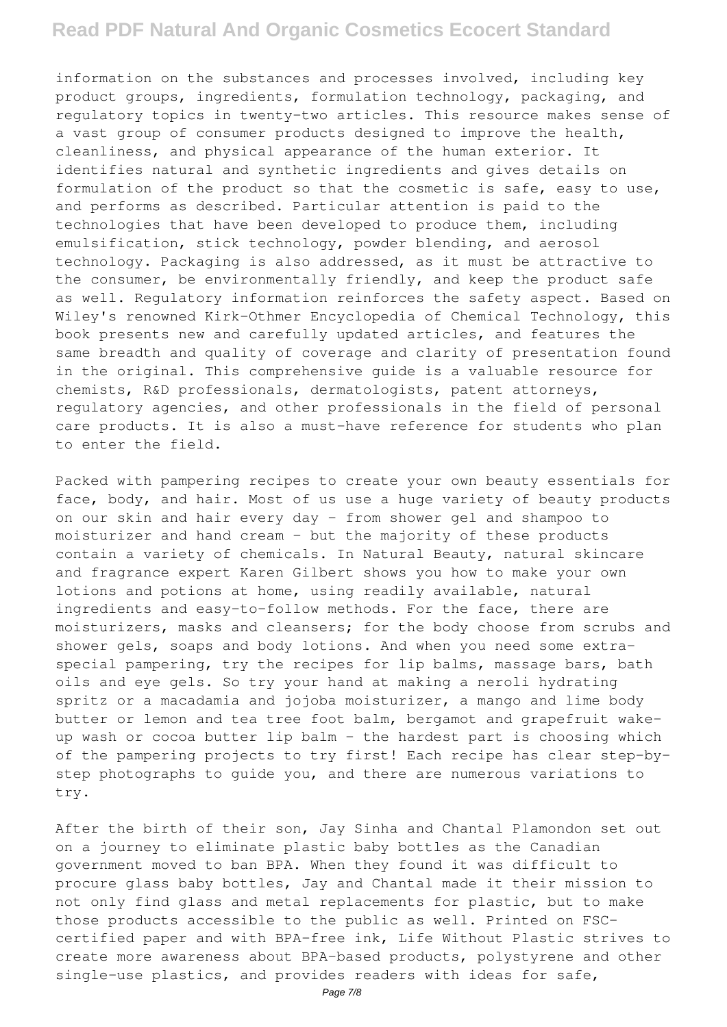information on the substances and processes involved, including key product groups, ingredients, formulation technology, packaging, and regulatory topics in twenty-two articles. This resource makes sense of a vast group of consumer products designed to improve the health, cleanliness, and physical appearance of the human exterior. It identifies natural and synthetic ingredients and gives details on formulation of the product so that the cosmetic is safe, easy to use, and performs as described. Particular attention is paid to the technologies that have been developed to produce them, including emulsification, stick technology, powder blending, and aerosol technology. Packaging is also addressed, as it must be attractive to the consumer, be environmentally friendly, and keep the product safe as well. Regulatory information reinforces the safety aspect. Based on Wiley's renowned Kirk-Othmer Encyclopedia of Chemical Technology, this book presents new and carefully updated articles, and features the same breadth and quality of coverage and clarity of presentation found in the original. This comprehensive guide is a valuable resource for chemists, R&D professionals, dermatologists, patent attorneys, regulatory agencies, and other professionals in the field of personal care products. It is also a must-have reference for students who plan to enter the field.

Packed with pampering recipes to create your own beauty essentials for face, body, and hair. Most of us use a huge variety of beauty products on our skin and hair every day - from shower gel and shampoo to moisturizer and hand cream - but the majority of these products contain a variety of chemicals. In Natural Beauty, natural skincare and fragrance expert Karen Gilbert shows you how to make your own lotions and potions at home, using readily available, natural ingredients and easy-to-follow methods. For the face, there are moisturizers, masks and cleansers; for the body choose from scrubs and shower gels, soaps and body lotions. And when you need some extra-special pampering, try the recipes for lip balms, massage bars, bath oils and eye gels. So try your hand at making a neroli hydrating spritz or a macadamia and jojoba moisturizer, a mango and lime body butter or lemon and tea tree foot balm, bergamot and grapefruit wake-up wash or cocoa butter lip balm - the hardest part is choosing which of the pampering projects to try first! Each recipe has clear step-by-step photographs to guide you, and there are numerous variations to try.

After the birth of their son, Jay Sinha and Chantal Plamondon set out on a journey to eliminate plastic baby bottles as the Canadian government moved to ban BPA. When they found it was difficult to procure glass baby bottles, Jay and Chantal made it their mission to not only find glass and metal replacements for plastic, but to make those products accessible to the public as well. Printed on FSC-certified paper and with BPA-free ink, Life Without Plastic strives to create more awareness about BPA-based products, polystyrene and other single-use plastics, and provides readers with ideas for safe,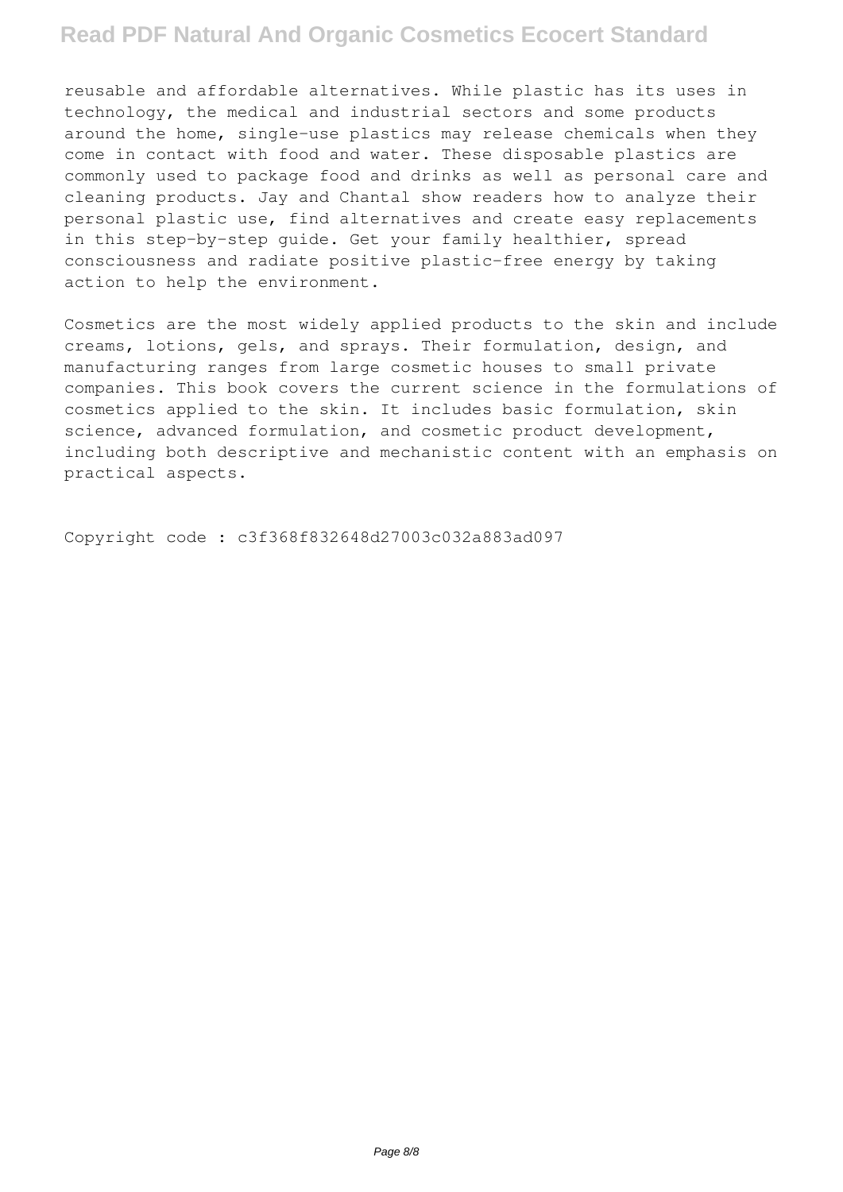reusable and affordable alternatives. While plastic has its uses in technology, the medical and industrial sectors and some products around the home, single-use plastics may release chemicals when they come in contact with food and water. These disposable plastics are commonly used to package food and drinks as well as personal care and cleaning products. Jay and Chantal show readers how to analyze their personal plastic use, find alternatives and create easy replacements in this step-by-step guide. Get your family healthier, spread consciousness and radiate positive plastic-free energy by taking action to help the environment.

Cosmetics are the most widely applied products to the skin and include creams, lotions, gels, and sprays. Their formulation, design, and manufacturing ranges from large cosmetic houses to small private companies. This book covers the current science in the formulations of cosmetics applied to the skin. It includes basic formulation, skin science, advanced formulation, and cosmetic product development, including both descriptive and mechanistic content with an emphasis on practical aspects.

Copyright code : c3f368f832648d27003c032a883ad097